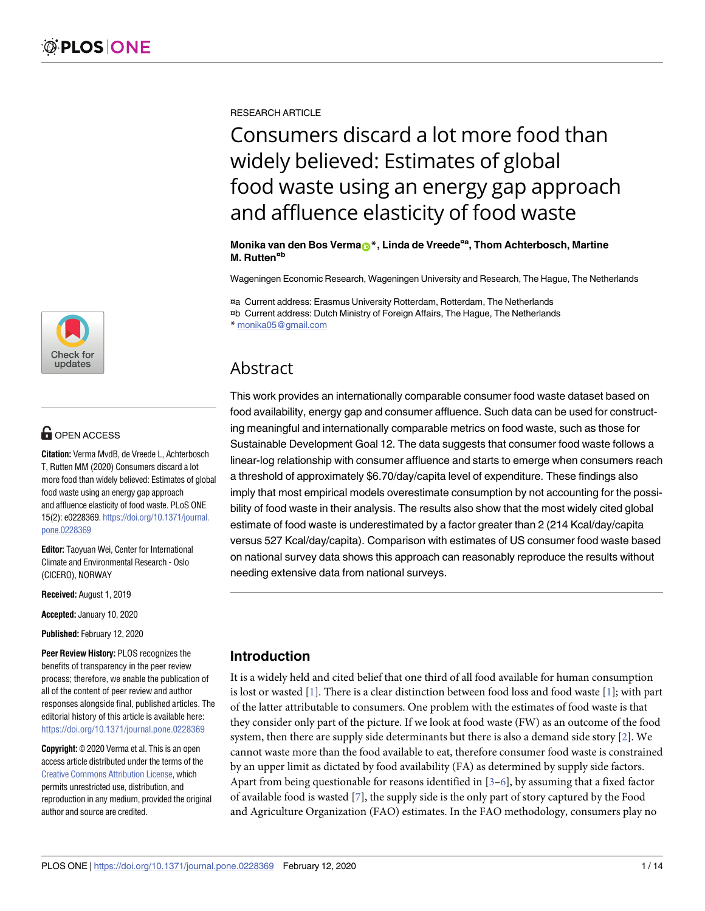RESEARCH ARTICLE

# Consumers discard a lot more food than widely believed: Estimates of global food waste using an energy gap approach and affluence elasticity of food waste

**Monika van den Bos Verma*, Linda de Vreede[¤a], Thom Achterbosch, Martine M. Rutten[¤b]**

Wageningen Economic Research, Wageningen University and Research, The Hague, The Netherlands

¤a Current address: Erasmus University Rotterdam, Rotterdam, The Netherlands
¤b Current address: Dutch Ministry of Foreign Affairs, The Hague, The Netherlands
* monika05@gmail.com

OPEN ACCESS

**Citation:** Verma MvdB, de Vreede L, Achterbosch T, Rutten MM (2020) Consumers discard a lot more food than widely believed: Estimates of global food waste using an energy gap approach and affluence elasticity of food waste. PLoS ONE 15(2): e0228369. https://doi.org/10.1371/journal.pone.0228369

**Editor:** Taoyuan Wei, Center for International Climate and Environmental Research - Oslo (CICERO), NORWAY

**Received:** August 1, 2019

**Accepted:** January 10, 2020

**Published:** February 12, 2020

**Peer Review History:** PLOS recognizes the benefits of transparency in the peer review process; therefore, we enable the publication of all of the content of peer review and author responses alongside final, published articles. The editorial history of this article is available here: https://doi.org/10.1371/journal.pone.0228369

**Copyright:** © 2020 Verma et al. This is an open access article distributed under the terms of the Creative Commons Attribution License, which permits unrestricted use, distribution, and reproduction in any medium, provided the original author and source are credited.

## Abstract

This work provides an internationally comparable consumer food waste dataset based on food availability, energy gap and consumer affluence. Such data can be used for constructing meaningful and internationally comparable metrics on food waste, such as those for Sustainable Development Goal 12. The data suggests that consumer food waste follows a linear-log relationship with consumer affluence and starts to emerge when consumers reach a threshold of approximately $6.70/day/capita level of expenditure. These findings also imply that most empirical models overestimate consumption by not accounting for the possibility of food waste in their analysis. The results also show that the most widely cited global estimate of food waste is underestimated by a factor greater than 2 (214 Kcal/day/capita versus 527 Kcal/day/capita). Comparison with estimates of US consumer food waste based on national survey data shows this approach can reasonably reproduce the results without needing extensive data from national surveys.

## Introduction

It is a widely held and cited belief that one third of all food available for human consumption is lost or wasted [1]. There is a clear distinction between food loss and food waste [1]; with part of the latter attributable to consumers. One problem with the estimates of food waste is that they consider only part of the picture. If we look at food waste (FW) as an outcome of the food system, then there are supply side determinants but there is also a demand side story [2]. We cannot waste more than the food available to eat, therefore consumer food waste is constrained by an upper limit as dictated by food availability (FA) as determined by supply side factors. Apart from being questionable for reasons identified in [3–6], by assuming that a fixed factor of available food is wasted [7], the supply side is the only part of story captured by the Food and Agriculture Organization (FAO) estimates. In the FAO methodology, consumers play no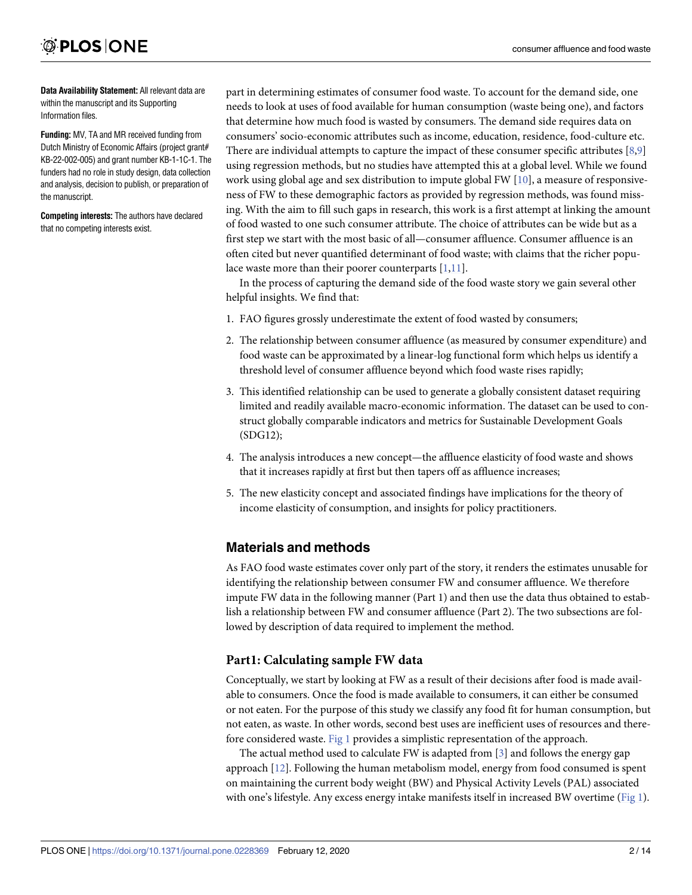**Data Availability Statement:** All relevant data are within the manuscript and its Supporting Information files.

**Funding:** MV, TA and MR received funding from Dutch Ministry of Economic Affairs (project grant# KB-22-002-005) and grant number KB-1-1C-1. The funders had no role in study design, data collection and analysis, decision to publish, or preparation of the manuscript.

**Competing interests:** The authors have declared that no competing interests exist.

part in determining estimates of consumer food waste. To account for the demand side, one needs to look at uses of food available for human consumption (waste being one), and factors that determine how much food is wasted by consumers. The demand side requires data on consumers' socio-economic attributes such as income, education, residence, food-culture etc. There are individual attempts to capture the impact of these consumer specific attributes [8,9] using regression methods, but no studies have attempted this at a global level. While we found work using global age and sex distribution to impute global FW [10], a measure of responsiveness of FW to these demographic factors as provided by regression methods, was found missing. With the aim to fill such gaps in research, this work is a first attempt at linking the amount of food wasted to one such consumer attribute. The choice of attributes can be wide but as a first step we start with the most basic of all—consumer affluence. Consumer affluence is an often cited but never quantified determinant of food waste; with claims that the richer populace waste more than their poorer counterparts [1,11].

In the process of capturing the demand side of the food waste story we gain several other helpful insights. We find that:

1. FAO figures grossly underestimate the extent of food wasted by consumers;
2. The relationship between consumer affluence (as measured by consumer expenditure) and food waste can be approximated by a linear-log functional form which helps us identify a threshold level of consumer affluence beyond which food waste rises rapidly;
3. This identified relationship can be used to generate a globally consistent dataset requiring limited and readily available macro-economic information. The dataset can be used to construct globally comparable indicators and metrics for Sustainable Development Goals (SDG12);
4. The analysis introduces a new concept—the affluence elasticity of food waste and shows that it increases rapidly at first but then tapers off as affluence increases;
5. The new elasticity concept and associated findings have implications for the theory of income elasticity of consumption, and insights for policy practitioners.

## Materials and methods

As FAO food waste estimates cover only part of the story, it renders the estimates unusable for identifying the relationship between consumer FW and consumer affluence. We therefore impute FW data in the following manner (Part 1) and then use the data thus obtained to establish a relationship between FW and consumer affluence (Part 2). The two subsections are followed by description of data required to implement the method.

### Part1: Calculating sample FW data

Conceptually, we start by looking at FW as a result of their decisions after food is made available to consumers. Once the food is made available to consumers, it can either be consumed or not eaten. For the purpose of this study we classify any food fit for human consumption, but not eaten, as waste. In other words, second best uses are inefficient uses of resources and therefore considered waste. Fig 1 provides a simplistic representation of the approach.

The actual method used to calculate FW is adapted from [3] and follows the energy gap approach [12]. Following the human metabolism model, energy from food consumed is spent on maintaining the current body weight (BW) and Physical Activity Levels (PAL) associated with one's lifestyle. Any excess energy intake manifests itself in increased BW overtime (Fig 1).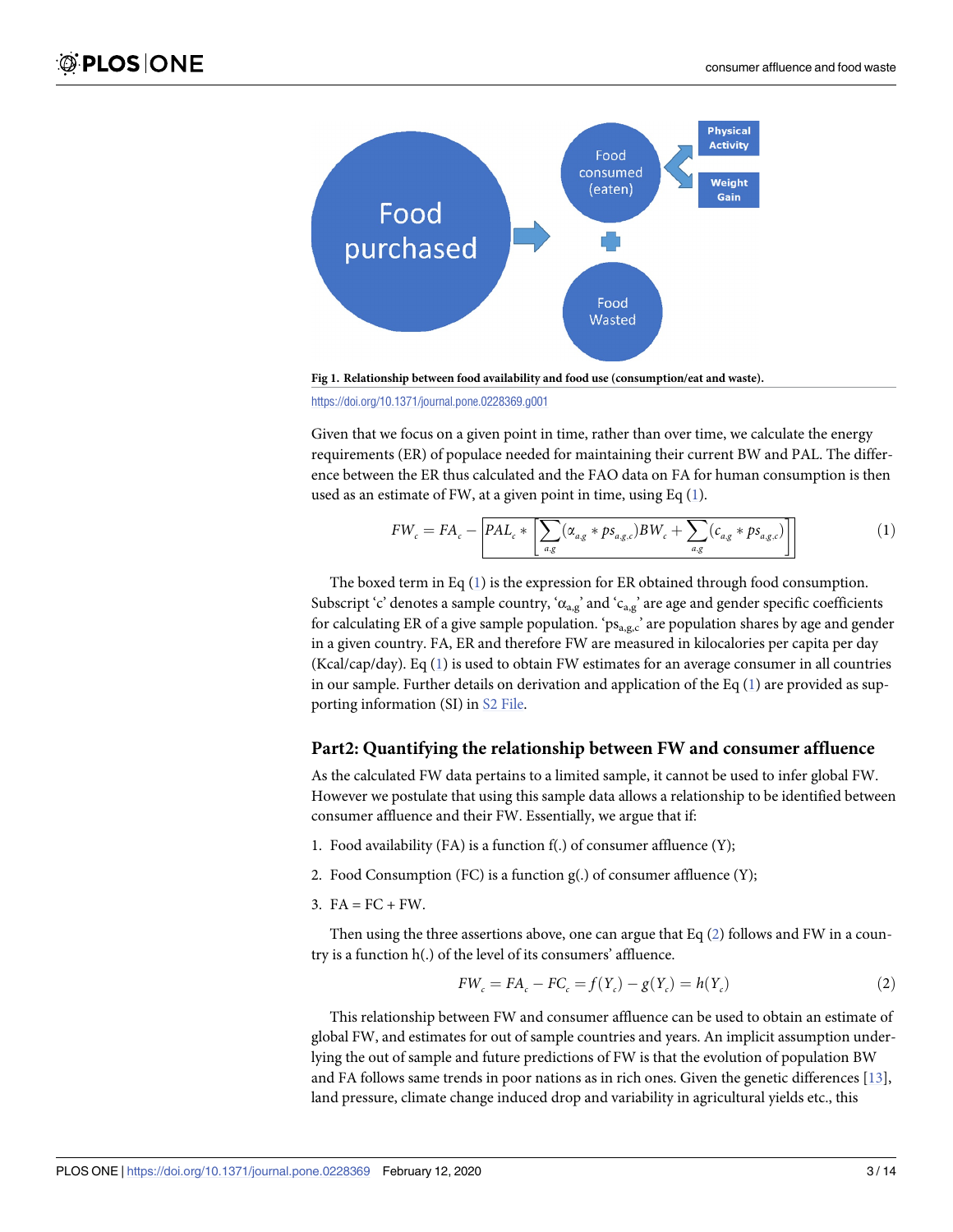Fig 1. **Relationship between food availability and food use (consumption/eat and waste).**

https://doi.org/10.1371/journal.pone.0228369.g001

Given that we focus on a given point in time, rather than over time, we calculate the energy requirements (ER) of populace needed for maintaining their current BW and PAL. The difference between the ER thus calculated and the FAO data on FA for human consumption is then used as an estimate of FW, at a given point in time, using Eq (1).

$$FW_c = FA_c - \boxed{PAL_c * \left[\sum_{a,g} (\alpha_{a,g} * ps_{a,g,c}) BW_c + \sum_{a,g} (c_{a,g} * ps_{a,g,c})\right]} \tag{1}$$

The boxed term in Eq (1) is the expression for ER obtained through food consumption. Subscript 'c' denotes a sample country, '$\alpha_{a,g}$' and '$c_{a,g}$' are age and gender specific coefficients for calculating ER of a give sample population. '$ps_{a,g,c}$' are population shares by age and gender in a given country. FA, ER and therefore FW are measured in kilocalories per capita per day (Kcal/cap/day). Eq (1) is used to obtain FW estimates for an average consumer in all countries in our sample. Further details on derivation and application of the Eq (1) are provided as supporting information (SI) in S2 File.

## Part2: Quantifying the relationship between FW and consumer affluence

As the calculated FW data pertains to a limited sample, it cannot be used to infer global FW. However we postulate that using this sample data allows a relationship to be identified between consumer affluence and their FW. Essentially, we argue that if:

1. Food availability (FA) is a function f(.) of consumer affluence (Y);
2. Food Consumption (FC) is a function g(.) of consumer affluence (Y);
3. FA = FC + FW.

Then using the three assertions above, one can argue that Eq (2) follows and FW in a country is a function h(.) of the level of its consumers' affluence.

$$FW_c = FA_c - FC_c = f(Y_c) - g(Y_c) = h(Y_c) \tag{2}$$

This relationship between FW and consumer affluence can be used to obtain an estimate of global FW, and estimates for out of sample countries and years. An implicit assumption underlying the out of sample and future predictions of FW is that the evolution of population BW and FA follows same trends in poor nations as in rich ones. Given the genetic differences [13], land pressure, climate change induced drop and variability in agricultural yields etc., this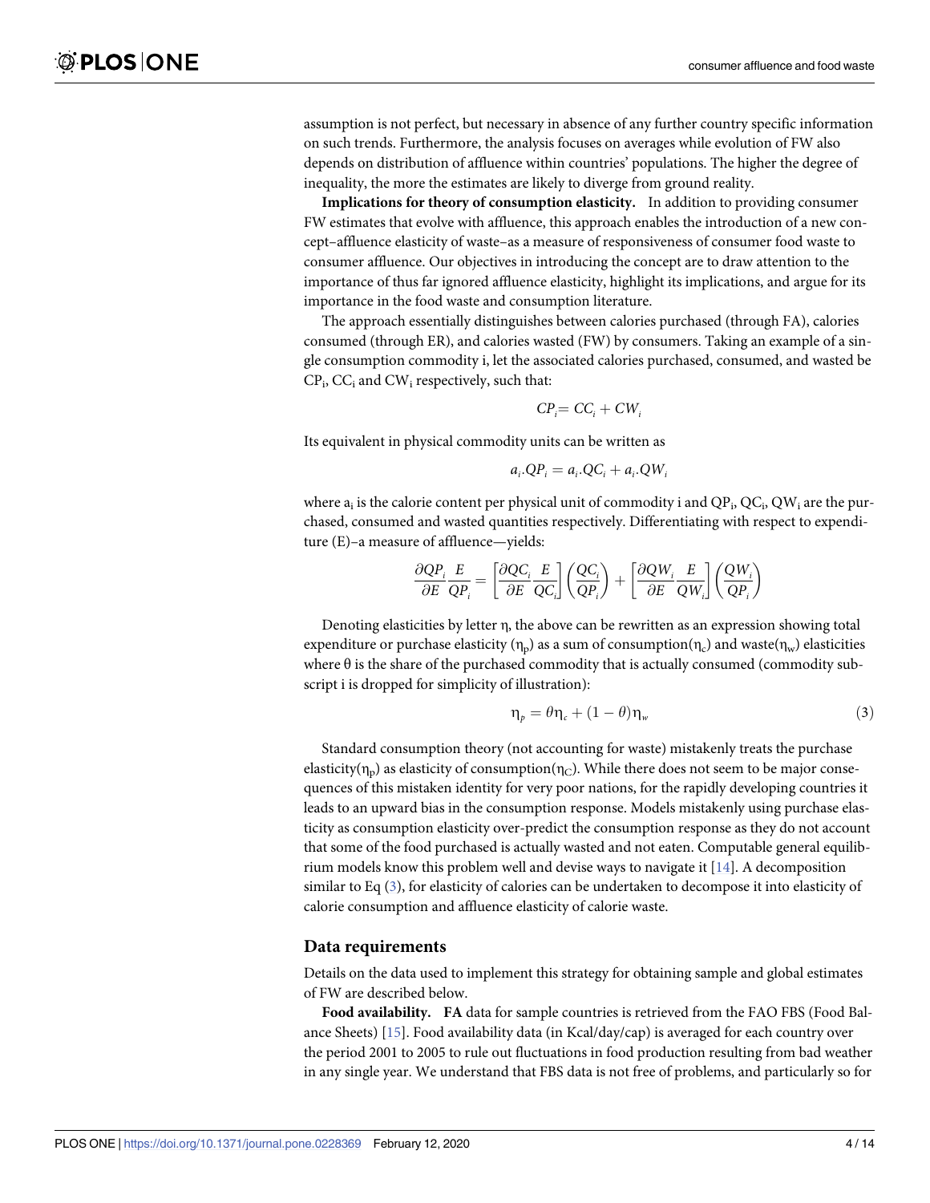assumption is not perfect, but necessary in absence of any further country specific information on such trends. Furthermore, the analysis focuses on averages while evolution of FW also depends on distribution of affluence within countries' populations. The higher the degree of inequality, the more the estimates are likely to diverge from ground reality.

**Implications for theory of consumption elasticity.** In addition to providing consumer FW estimates that evolve with affluence, this approach enables the introduction of a new concept–affluence elasticity of waste–as a measure of responsiveness of consumer food waste to consumer affluence. Our objectives in introducing the concept are to draw attention to the importance of thus far ignored affluence elasticity, highlight its implications, and argue for its importance in the food waste and consumption literature.

The approach essentially distinguishes between calories purchased (through FA), calories consumed (through ER), and calories wasted (FW) by consumers. Taking an example of a single consumption commodity i, let the associated calories purchased, consumed, and wasted be $CP_i$, $CC_i$ and $CW_i$ respectively, such that:

$$CP_i = CC_i + CW_i$$

Its equivalent in physical commodity units can be written as

$$a_i.QP_i = a_i.QC_i + a_i.QW_i$$

where $a_i$ is the calorie content per physical unit of commodity i and $QP_i$, $QC_i$, $QW_i$ are the purchased, consumed and wasted quantities respectively. Differentiating with respect to expenditure (E)–a measure of affluence—yields:

$$\frac{\partial QP_i}{\partial E}\frac{E}{QP_i} = \left[\frac{\partial QC_i}{\partial E}\frac{E}{QC_i}\right]\left(\frac{QC_i}{QP_i}\right) + \left[\frac{\partial QW_i}{\partial E}\frac{E}{QW_i}\right]\left(\frac{QW_i}{QP_i}\right)$$

Denoting elasticities by letter η, the above can be rewritten as an expression showing total expenditure or purchase elasticity ($\eta_p$) as a sum of consumption($\eta_c$) and waste($\eta_w$) elasticities where θ is the share of the purchased commodity that is actually consumed (commodity subscript i is dropped for simplicity of illustration):

$$\eta_p = \theta\eta_c + (1-\theta)\eta_w \tag{3}$$

Standard consumption theory (not accounting for waste) mistakenly treats the purchase elasticity($\eta_p$) as elasticity of consumption($\eta_C$). While there does not seem to be major consequences of this mistaken identity for very poor nations, for the rapidly developing countries it leads to an upward bias in the consumption response. Models mistakenly using purchase elasticity as consumption elasticity over-predict the consumption response as they do not account that some of the food purchased is actually wasted and not eaten. Computable general equilibrium models know this problem well and devise ways to navigate it [14]. A decomposition similar to Eq (3), for elasticity of calories can be undertaken to decompose it into elasticity of calorie consumption and affluence elasticity of calorie waste.

## Data requirements

Details on the data used to implement this strategy for obtaining sample and global estimates of FW are described below.

**Food availability.** **FA** data for sample countries is retrieved from the FAO FBS (Food Balance Sheets) [15]. Food availability data (in Kcal/day/cap) is averaged for each country over the period 2001 to 2005 to rule out fluctuations in food production resulting from bad weather in any single year. We understand that FBS data is not free of problems, and particularly so for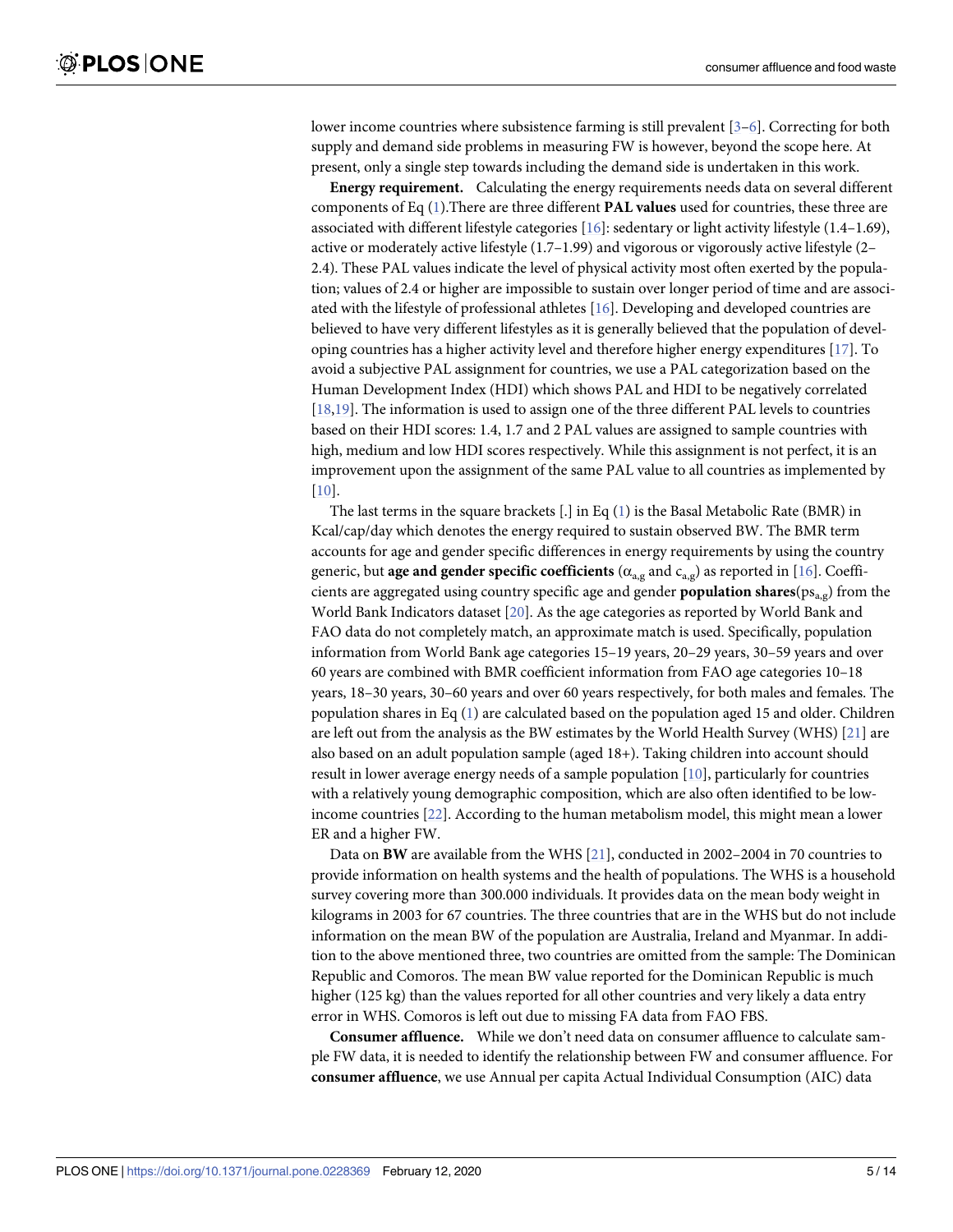lower income countries where subsistence farming is still prevalent [3–6]. Correcting for both supply and demand side problems in measuring FW is however, beyond the scope here. At present, only a single step towards including the demand side is undertaken in this work.

**Energy requirement.** Calculating the energy requirements needs data on several different components of Eq (1).There are three different **PAL values** used for countries, these three are associated with different lifestyle categories [16]: sedentary or light activity lifestyle (1.4–1.69), active or moderately active lifestyle (1.7–1.99) and vigorous or vigorously active lifestyle (2–2.4). These PAL values indicate the level of physical activity most often exerted by the population; values of 2.4 or higher are impossible to sustain over longer period of time and are associated with the lifestyle of professional athletes [16]. Developing and developed countries are believed to have very different lifestyles as it is generally believed that the population of developing countries has a higher activity level and therefore higher energy expenditures [17]. To avoid a subjective PAL assignment for countries, we use a PAL categorization based on the Human Development Index (HDI) which shows PAL and HDI to be negatively correlated [18,19]. The information is used to assign one of the three different PAL levels to countries based on their HDI scores: 1.4, 1.7 and 2 PAL values are assigned to sample countries with high, medium and low HDI scores respectively. While this assignment is not perfect, it is an improvement upon the assignment of the same PAL value to all countries as implemented by [10].

The last terms in the square brackets [.] in Eq (1) is the Basal Metabolic Rate (BMR) in Kcal/cap/day which denotes the energy required to sustain observed BW. The BMR term accounts for age and gender specific differences in energy requirements by using the country generic, but **age and gender specific coefficients** ($\alpha_{a,g}$ and $c_{a,g}$) as reported in [16]. Coefficients are aggregated using country specific age and gender **population shares**($ps_{a,g}$) from the World Bank Indicators dataset [20]. As the age categories as reported by World Bank and FAO data do not completely match, an approximate match is used. Specifically, population information from World Bank age categories 15–19 years, 20–29 years, 30–59 years and over 60 years are combined with BMR coefficient information from FAO age categories 10–18 years, 18–30 years, 30–60 years and over 60 years respectively, for both males and females. The population shares in Eq (1) are calculated based on the population aged 15 and older. Children are left out from the analysis as the BW estimates by the World Health Survey (WHS) [21] are also based on an adult population sample (aged 18+). Taking children into account should result in lower average energy needs of a sample population [10], particularly for countries with a relatively young demographic composition, which are also often identified to be low-income countries [22]. According to the human metabolism model, this might mean a lower ER and a higher FW.

Data on **BW** are available from the WHS [21], conducted in 2002–2004 in 70 countries to provide information on health systems and the health of populations. The WHS is a household survey covering more than 300.000 individuals. It provides data on the mean body weight in kilograms in 2003 for 67 countries. The three countries that are in the WHS but do not include information on the mean BW of the population are Australia, Ireland and Myanmar. In addition to the above mentioned three, two countries are omitted from the sample: The Dominican Republic and Comoros. The mean BW value reported for the Dominican Republic is much higher (125 kg) than the values reported for all other countries and very likely a data entry error in WHS. Comoros is left out due to missing FA data from FAO FBS.

**Consumer affluence.** While we don't need data on consumer affluence to calculate sample FW data, it is needed to identify the relationship between FW and consumer affluence. For **consumer affluence**, we use Annual per capita Actual Individual Consumption (AIC) data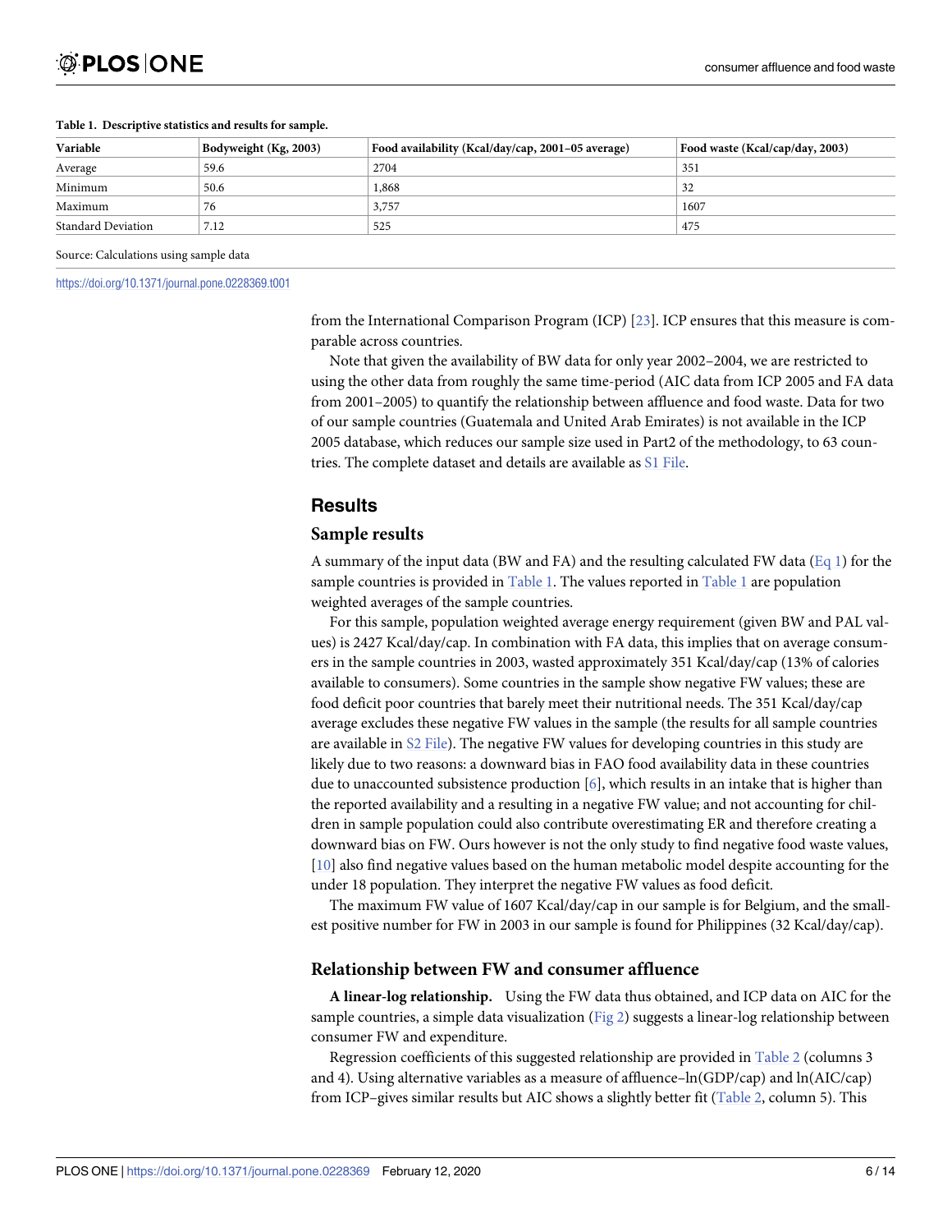**Table 1. Descriptive statistics and results for sample.**

| Variable | Bodyweight (Kg, 2003) | Food availability (Kcal/day/cap, 2001–05 average) | Food waste (Kcal/cap/day, 2003) |
|---|---|---|---|
| Average | 59.6 | 2704 | 351 |
| Minimum | 50.6 | 1,868 | 32 |
| Maximum | 76 | 3,757 | 1607 |
| Standard Deviation | 7.12 | 525 | 475 |

Source: Calculations using sample data

https://doi.org/10.1371/journal.pone.0228369.t001

from the International Comparison Program (ICP) [23]. ICP ensures that this measure is comparable across countries.

Note that given the availability of BW data for only year 2002–2004, we are restricted to using the other data from roughly the same time-period (AIC data from ICP 2005 and FA data from 2001–2005) to quantify the relationship between affluence and food waste. Data for two of our sample countries (Guatemala and United Arab Emirates) is not available in the ICP 2005 database, which reduces our sample size used in Part2 of the methodology, to 63 countries. The complete dataset and details are available as S1 File.

## Results

### Sample results

A summary of the input data (BW and FA) and the resulting calculated FW data (Eq 1) for the sample countries is provided in Table 1. The values reported in Table 1 are population weighted averages of the sample countries.

For this sample, population weighted average energy requirement (given BW and PAL values) is 2427 Kcal/day/cap. In combination with FA data, this implies that on average consumers in the sample countries in 2003, wasted approximately 351 Kcal/day/cap (13% of calories available to consumers). Some countries in the sample show negative FW values; these are food deficit poor countries that barely meet their nutritional needs. The 351 Kcal/day/cap average excludes these negative FW values in the sample (the results for all sample countries are available in S2 File). The negative FW values for developing countries in this study are likely due to two reasons: a downward bias in FAO food availability data in these countries due to unaccounted subsistence production [6], which results in an intake that is higher than the reported availability and a resulting in a negative FW value; and not accounting for children in sample population could also contribute overestimating ER and therefore creating a downward bias on FW. Ours however is not the only study to find negative food waste values, [10] also find negative values based on the human metabolic model despite accounting for the under 18 population. They interpret the negative FW values as food deficit.

The maximum FW value of 1607 Kcal/day/cap in our sample is for Belgium, and the smallest positive number for FW in 2003 in our sample is found for Philippines (32 Kcal/day/cap).

### Relationship between FW and consumer affluence

**A linear-log relationship.** Using the FW data thus obtained, and ICP data on AIC for the sample countries, a simple data visualization (Fig 2) suggests a linear-log relationship between consumer FW and expenditure.

Regression coefficients of this suggested relationship are provided in Table 2 (columns 3 and 4). Using alternative variables as a measure of affluence–ln(GDP/cap) and ln(AIC/cap) from ICP–gives similar results but AIC shows a slightly better fit (Table 2, column 5). This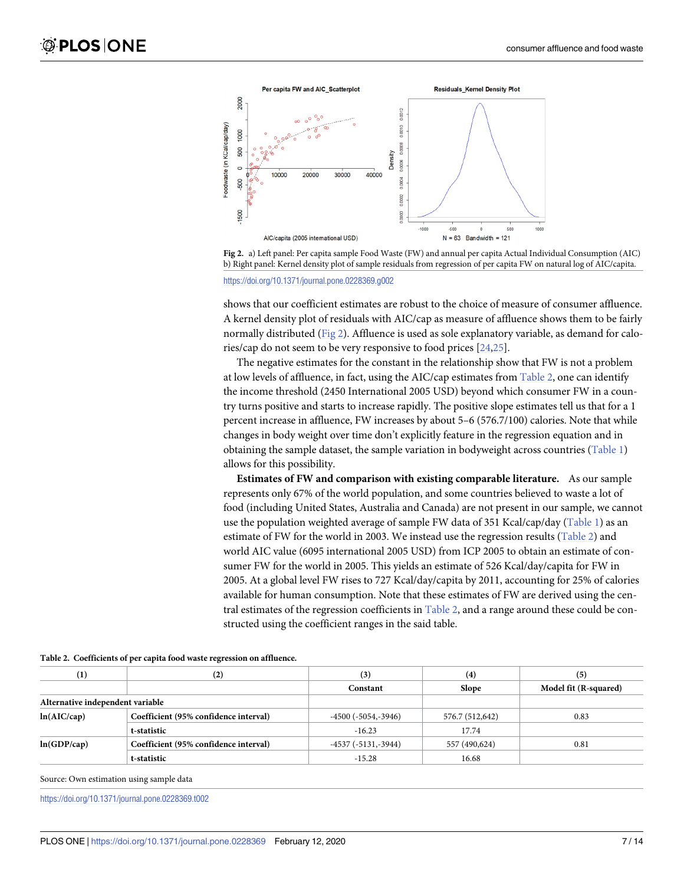Fig 2. a) Left panel: Per capita sample Food Waste (FW) and annual per capita Actual Individual Consumption (AIC) b) Right panel: Kernel density plot of sample residuals from regression of per capita FW on natural log of AIC/capita.

https://doi.org/10.1371/journal.pone.0228369.g002

shows that our coefficient estimates are robust to the choice of measure of consumer affluence. A kernel density plot of residuals with AIC/cap as measure of affluence shows them to be fairly normally distributed (Fig 2). Affluence is used as sole explanatory variable, as demand for calories/cap do not seem to be very responsive to food prices [24,25].

The negative estimates for the constant in the relationship show that FW is not a problem at low levels of affluence, in fact, using the AIC/cap estimates from Table 2, one can identify the income threshold (2450 International 2005 USD) beyond which consumer FW in a country turns positive and starts to increase rapidly. The positive slope estimates tell us that for a 1 percent increase in affluence, FW increases by about 5–6 (576.7/100) calories. Note that while changes in body weight over time don't explicitly feature in the regression equation and in obtaining the sample dataset, the sample variation in bodyweight across countries (Table 1) allows for this possibility.

**Estimates of FW and comparison with existing comparable literature.** As our sample represents only 67% of the world population, and some countries believed to waste a lot of food (including United States, Australia and Canada) are not present in our sample, we cannot use the population weighted average of sample FW data of 351 Kcal/cap/day (Table 1) as an estimate of FW for the world in 2003. We instead use the regression results (Table 2) and world AIC value (6095 international 2005 USD) from ICP 2005 to obtain an estimate of consumer FW for the world in 2005. This yields an estimate of 526 Kcal/day/capita for FW in 2005. At a global level FW rises to 727 Kcal/day/capita by 2011, accounting for 25% of calories available for human consumption. Note that these estimates of FW are derived using the central estimates of the regression coefficients in Table 2, and a range around these could be constructed using the coefficient ranges in the said table.

**Table 2. Coefficients of per capita food waste regression on affluence.**

| (1) | (2) | (3) | (4) | (5) |
|---|---|---|---|---|
| | | Constant | Slope | Model fit (R-squared) |
| Alternative independent variable | | | | |
| ln(AIC/cap) | Coefficient (95% confidence interval) | -4500 (-5054,-3946) | 576.7 (512,642) | 0.83 |
| | t-statistic | -16.23 | 17.74 | |
| ln(GDP/cap) | Coefficient (95% confidence interval) | -4537 (-5131,-3944) | 557 (490,624) | 0.81 |
| | t-statistic | -15.28 | 16.68 | |

Source: Own estimation using sample data

https://doi.org/10.1371/journal.pone.0228369.t002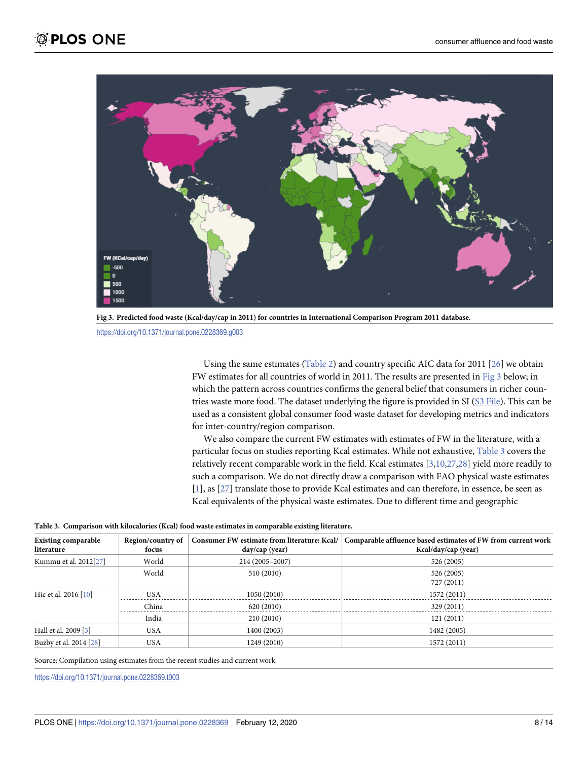Fig 3. Predicted food waste (Kcal/day/cap in 2011) for countries in International Comparison Program 2011 database.

https://doi.org/10.1371/journal.pone.0228369.g003

Using the same estimates (Table 2) and country specific AIC data for 2011 [26] we obtain FW estimates for all countries of world in 2011. The results are presented in Fig 3 below; in which the pattern across countries confirms the general belief that consumers in richer countries waste more food. The dataset underlying the figure is provided in SI (S3 File). This can be used as a consistent global consumer food waste dataset for developing metrics and indicators for inter-country/region comparison.

We also compare the current FW estimates with estimates of FW in the literature, with a particular focus on studies reporting Kcal estimates. While not exhaustive, Table 3 covers the relatively recent comparable work in the field. Kcal estimates [3,10,27,28] yield more readily to such a comparison. We do not directly draw a comparison with FAO physical waste estimates [1], as [27] translate those to provide Kcal estimates and can therefore, in essence, be seen as Kcal equivalents of the physical waste estimates. Due to different time and geographic

**Table 3. Comparison with kilocalories (Kcal) food waste estimates in comparable existing literature.**

| Existing comparable literature | Region/country of focus | Consumer FW estimate from literature: Kcal/day/cap (year) | Comparable affluence based estimates of FW from current work Kcal/day/cap (year) |
|---|---|---|---|
| Kummu et al. 2012[27] | World | 214 (2005–2007) | 526 (2005) |
| | World | 510 (2010) | 526 (2005)<br>727 (2011) |
| Hic et al. 2016 [10] | USA | 1050 (2010) | 1572 (2011) |
| | China | 620 (2010) | 329 (2011) |
| | India | 210 (2010) | 121 (2011) |
| Hall et al. 2009 [3] | USA | 1400 (2003) | 1482 (2005) |
| Buzby et al. 2014 [28] | USA | 1249 (2010) | 1572 (2011) |

Source: Compilation using estimates from the recent studies and current work

https://doi.org/10.1371/journal.pone.0228369.t003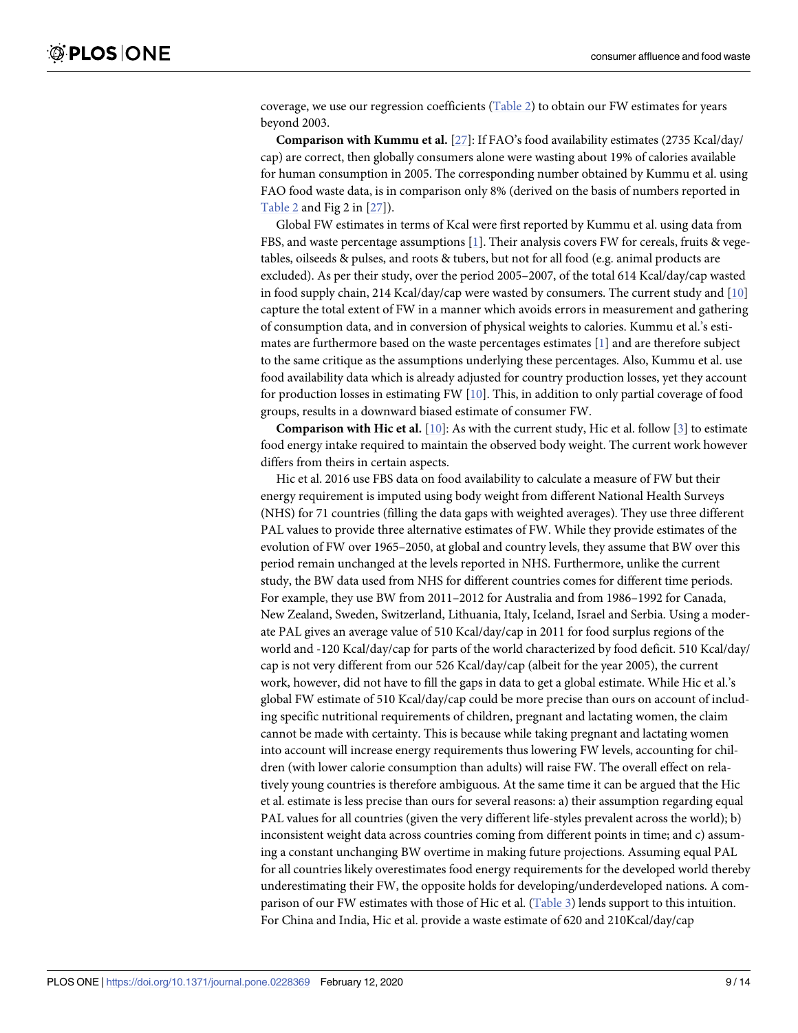coverage, we use our regression coefficients (Table 2) to obtain our FW estimates for years beyond 2003.

**Comparison with Kummu et al.** [27]: If FAO's food availability estimates (2735 Kcal/day/cap) are correct, then globally consumers alone were wasting about 19% of calories available for human consumption in 2005. The corresponding number obtained by Kummu et al. using FAO food waste data, is in comparison only 8% (derived on the basis of numbers reported in Table 2 and Fig 2 in [27]).

Global FW estimates in terms of Kcal were first reported by Kummu et al. using data from FBS, and waste percentage assumptions [1]. Their analysis covers FW for cereals, fruits & vegetables, oilseeds & pulses, and roots & tubers, but not for all food (e.g. animal products are excluded). As per their study, over the period 2005–2007, of the total 614 Kcal/day/cap wasted in food supply chain, 214 Kcal/day/cap were wasted by consumers. The current study and [10] capture the total extent of FW in a manner which avoids errors in measurement and gathering of consumption data, and in conversion of physical weights to calories. Kummu et al.'s estimates are furthermore based on the waste percentages estimates [1] and are therefore subject to the same critique as the assumptions underlying these percentages. Also, Kummu et al. use food availability data which is already adjusted for country production losses, yet they account for production losses in estimating FW [10]. This, in addition to only partial coverage of food groups, results in a downward biased estimate of consumer FW.

**Comparison with Hic et al.** [10]: As with the current study, Hic et al. follow [3] to estimate food energy intake required to maintain the observed body weight. The current work however differs from theirs in certain aspects.

Hic et al. 2016 use FBS data on food availability to calculate a measure of FW but their energy requirement is imputed using body weight from different National Health Surveys (NHS) for 71 countries (filling the data gaps with weighted averages). They use three different PAL values to provide three alternative estimates of FW. While they provide estimates of the evolution of FW over 1965–2050, at global and country levels, they assume that BW over this period remain unchanged at the levels reported in NHS. Furthermore, unlike the current study, the BW data used from NHS for different countries comes for different time periods. For example, they use BW from 2011–2012 for Australia and from 1986–1992 for Canada, New Zealand, Sweden, Switzerland, Lithuania, Italy, Iceland, Israel and Serbia. Using a moderate PAL gives an average value of 510 Kcal/day/cap in 2011 for food surplus regions of the world and -120 Kcal/day/cap for parts of the world characterized by food deficit. 510 Kcal/day/cap is not very different from our 526 Kcal/day/cap (albeit for the year 2005), the current work, however, did not have to fill the gaps in data to get a global estimate. While Hic et al.'s global FW estimate of 510 Kcal/day/cap could be more precise than ours on account of including specific nutritional requirements of children, pregnant and lactating women, the claim cannot be made with certainty. This is because while taking pregnant and lactating women into account will increase energy requirements thus lowering FW levels, accounting for children (with lower calorie consumption than adults) will raise FW. The overall effect on relatively young countries is therefore ambiguous. At the same time it can be argued that the Hic et al. estimate is less precise than ours for several reasons: a) their assumption regarding equal PAL values for all countries (given the very different life-styles prevalent across the world); b) inconsistent weight data across countries coming from different points in time; and c) assuming a constant unchanging BW overtime in making future projections. Assuming equal PAL for all countries likely overestimates food energy requirements for the developed world thereby underestimating their FW, the opposite holds for developing/underdeveloped nations. A comparison of our FW estimates with those of Hic et al. (Table 3) lends support to this intuition. For China and India, Hic et al. provide a waste estimate of 620 and 210Kcal/day/cap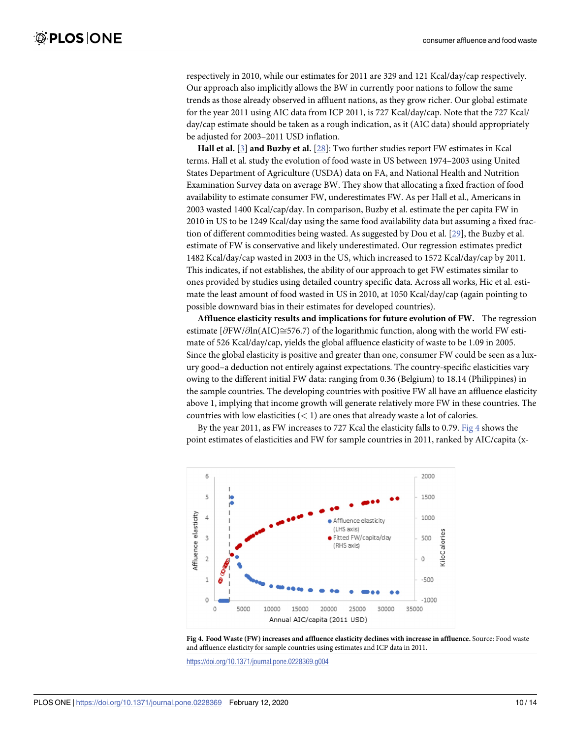respectively in 2010, while our estimates for 2011 are 329 and 121 Kcal/day/cap respectively. Our approach also implicitly allows the BW in currently poor nations to follow the same trends as those already observed in affluent nations, as they grow richer. Our global estimate for the year 2011 using AIC data from ICP 2011, is 727 Kcal/day/cap. Note that the 727 Kcal/day/cap estimate should be taken as a rough indication, as it (AIC data) should appropriately be adjusted for 2003–2011 USD inflation.

**Hall et al.** [3] **and Buzby et al.** [28]: Two further studies report FW estimates in Kcal terms. Hall et al. study the evolution of food waste in US between 1974–2003 using United States Department of Agriculture (USDA) data on FA, and National Health and Nutrition Examination Survey data on average BW. They show that allocating a fixed fraction of food availability to estimate consumer FW, underestimates FW. As per Hall et al., Americans in 2003 wasted 1400 Kcal/cap/day. In comparison, Buzby et al. estimate the per capita FW in 2010 in US to be 1249 Kcal/day using the same food availability data but assuming a fixed fraction of different commodities being wasted. As suggested by Dou et al. [29], the Buzby et al. estimate of FW is conservative and likely underestimated. Our regression estimates predict 1482 Kcal/day/cap wasted in 2003 in the US, which increased to 1572 Kcal/day/cap by 2011. This indicates, if not establishes, the ability of our approach to get FW estimates similar to ones provided by studies using detailed country specific data. Across all works, Hic et al. estimate the least amount of food wasted in US in 2010, at 1050 Kcal/day/cap (again pointing to possible downward bias in their estimates for developed countries).

**Affluence elasticity results and implications for future evolution of FW.** The regression estimate [$\partial FW/\partial \ln(AIC) \cong 576.7$] of the logarithmic function, along with the world FW estimate of 526 Kcal/day/cap, yields the global affluence elasticity of waste to be 1.09 in 2005. Since the global elasticity is positive and greater than one, consumer FW could be seen as a luxury good–a deduction not entirely against expectations. The country-specific elasticities vary owing to the different initial FW data: ranging from 0.36 (Belgium) to 18.14 (Philippines) in the sample countries. The developing countries with positive FW all have an affluence elasticity above 1, implying that income growth will generate relatively more FW in these countries. The countries with low elasticities ($< 1$) are ones that already waste a lot of calories.

By the year 2011, as FW increases to 727 Kcal the elasticity falls to 0.79. Fig 4 shows the point estimates of elasticities and FW for sample countries in 2011, ranked by AIC/capita (x-

**Fig 4. Food Waste (FW) increases and affluence elasticity declines with increase in affluence.** Source: Food waste and affluence elasticity for sample countries using estimates and ICP data in 2011.

https://doi.org/10.1371/journal.pone.0228369.g004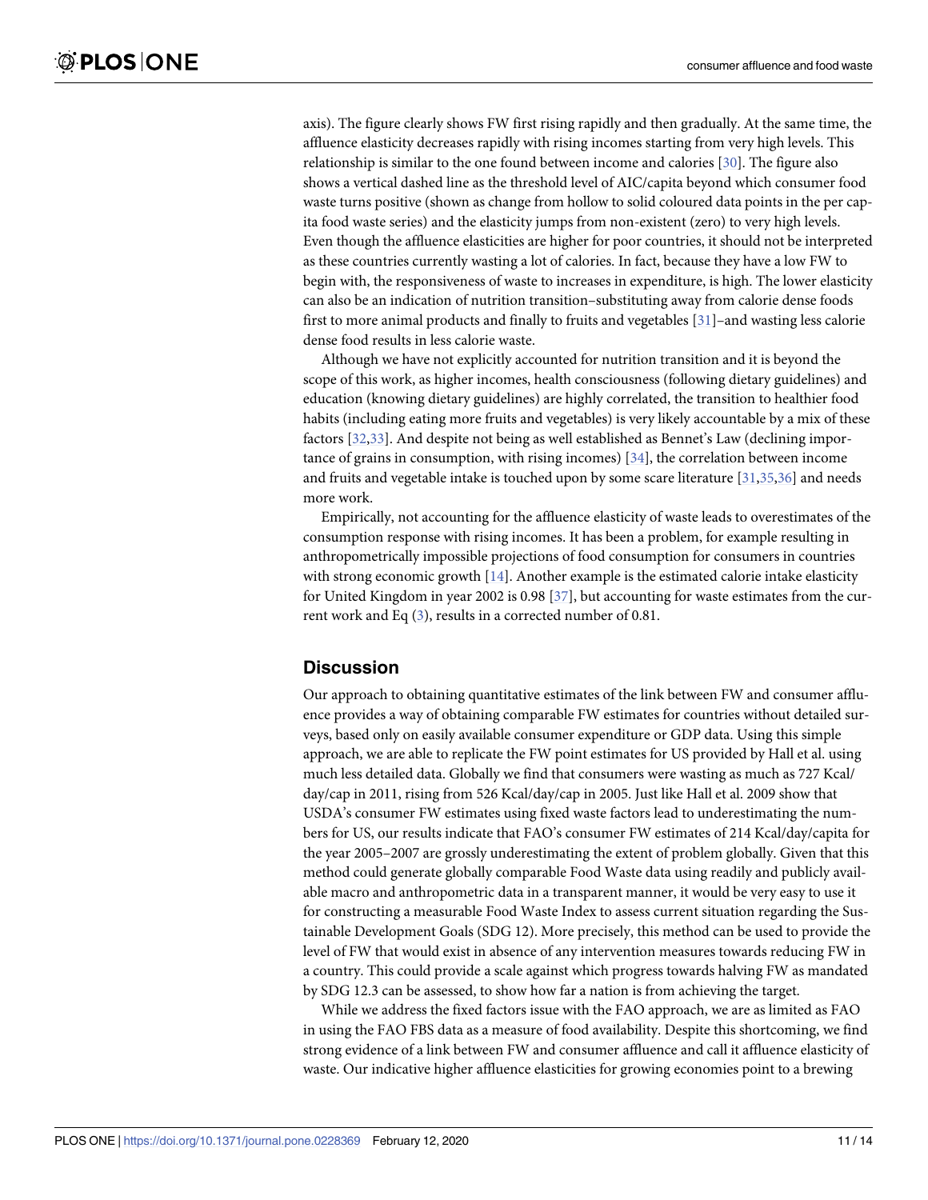axis). The figure clearly shows FW first rising rapidly and then gradually. At the same time, the affluence elasticity decreases rapidly with rising incomes starting from very high levels. This relationship is similar to the one found between income and calories [30]. The figure also shows a vertical dashed line as the threshold level of AIC/capita beyond which consumer food waste turns positive (shown as change from hollow to solid coloured data points in the per capita food waste series) and the elasticity jumps from non-existent (zero) to very high levels. Even though the affluence elasticities are higher for poor countries, it should not be interpreted as these countries currently wasting a lot of calories. In fact, because they have a low FW to begin with, the responsiveness of waste to increases in expenditure, is high. The lower elasticity can also be an indication of nutrition transition–substituting away from calorie dense foods first to more animal products and finally to fruits and vegetables [31]–and wasting less calorie dense food results in less calorie waste.

Although we have not explicitly accounted for nutrition transition and it is beyond the scope of this work, as higher incomes, health consciousness (following dietary guidelines) and education (knowing dietary guidelines) are highly correlated, the transition to healthier food habits (including eating more fruits and vegetables) is very likely accountable by a mix of these factors [32,33]. And despite not being as well established as Bennet's Law (declining importance of grains in consumption, with rising incomes) [34], the correlation between income and fruits and vegetable intake is touched upon by some scare literature [31,35,36] and needs more work.

Empirically, not accounting for the affluence elasticity of waste leads to overestimates of the consumption response with rising incomes. It has been a problem, for example resulting in anthropometrically impossible projections of food consumption for consumers in countries with strong economic growth [14]. Another example is the estimated calorie intake elasticity for United Kingdom in year 2002 is 0.98 [37], but accounting for waste estimates from the current work and Eq (3), results in a corrected number of 0.81.

## Discussion

Our approach to obtaining quantitative estimates of the link between FW and consumer affluence provides a way of obtaining comparable FW estimates for countries without detailed surveys, based only on easily available consumer expenditure or GDP data. Using this simple approach, we are able to replicate the FW point estimates for US provided by Hall et al. using much less detailed data. Globally we find that consumers were wasting as much as 727 Kcal/day/cap in 2011, rising from 526 Kcal/day/cap in 2005. Just like Hall et al. 2009 show that USDA's consumer FW estimates using fixed waste factors lead to underestimating the numbers for US, our results indicate that FAO's consumer FW estimates of 214 Kcal/day/capita for the year 2005–2007 are grossly underestimating the extent of problem globally. Given that this method could generate globally comparable Food Waste data using readily and publicly available macro and anthropometric data in a transparent manner, it would be very easy to use it for constructing a measurable Food Waste Index to assess current situation regarding the Sustainable Development Goals (SDG 12). More precisely, this method can be used to provide the level of FW that would exist in absence of any intervention measures towards reducing FW in a country. This could provide a scale against which progress towards halving FW as mandated by SDG 12.3 can be assessed, to show how far a nation is from achieving the target.

While we address the fixed factors issue with the FAO approach, we are as limited as FAO in using the FAO FBS data as a measure of food availability. Despite this shortcoming, we find strong evidence of a link between FW and consumer affluence and call it affluence elasticity of waste. Our indicative higher affluence elasticities for growing economies point to a brewing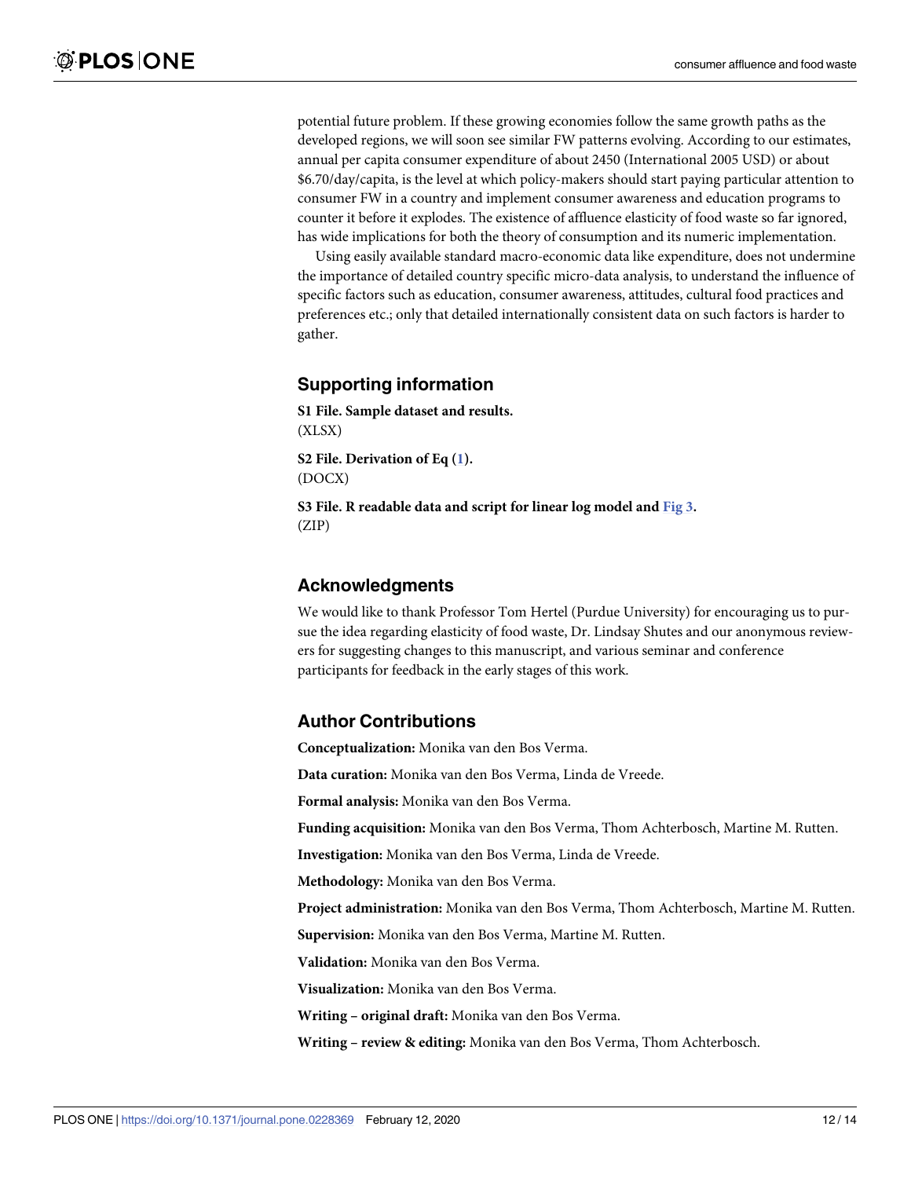potential future problem. If these growing economies follow the same growth paths as the developed regions, we will soon see similar FW patterns evolving. According to our estimates, annual per capita consumer expenditure of about 2450 (International 2005 USD) or about $6.70/day/capita, is the level at which policy-makers should start paying particular attention to consumer FW in a country and implement consumer awareness and education programs to counter it before it explodes. The existence of affluence elasticity of food waste so far ignored, has wide implications for both the theory of consumption and its numeric implementation.

Using easily available standard macro-economic data like expenditure, does not undermine the importance of detailed country specific micro-data analysis, to understand the influence of specific factors such as education, consumer awareness, attitudes, cultural food practices and preferences etc.; only that detailed internationally consistent data on such factors is harder to gather.

## Supporting information

**S1 File. Sample dataset and results.**
(XLSX)

**S2 File. Derivation of Eq (1).**
(DOCX)

**S3 File. R readable data and script for linear log model and Fig 3.**
(ZIP)

## Acknowledgments

We would like to thank Professor Tom Hertel (Purdue University) for encouraging us to pursue the idea regarding elasticity of food waste, Dr. Lindsay Shutes and our anonymous reviewers for suggesting changes to this manuscript, and various seminar and conference participants for feedback in the early stages of this work.

## Author Contributions

**Conceptualization:** Monika van den Bos Verma.

**Data curation:** Monika van den Bos Verma, Linda de Vreede.

**Formal analysis:** Monika van den Bos Verma.

**Funding acquisition:** Monika van den Bos Verma, Thom Achterbosch, Martine M. Rutten.

**Investigation:** Monika van den Bos Verma, Linda de Vreede.

**Methodology:** Monika van den Bos Verma.

**Project administration:** Monika van den Bos Verma, Thom Achterbosch, Martine M. Rutten.

**Supervision:** Monika van den Bos Verma, Martine M. Rutten.

**Validation:** Monika van den Bos Verma.

**Visualization:** Monika van den Bos Verma.

**Writing – original draft:** Monika van den Bos Verma.

**Writing – review & editing:** Monika van den Bos Verma, Thom Achterbosch.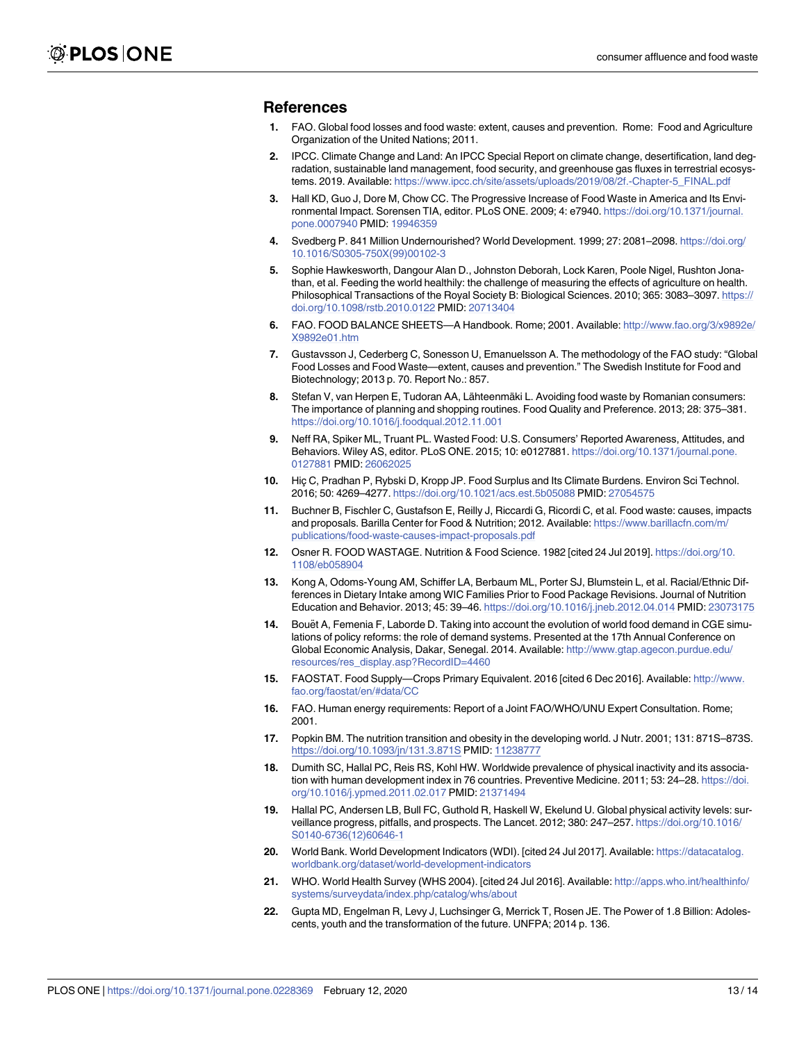## References

1. FAO. Global food losses and food waste: extent, causes and prevention. Rome: Food and Agriculture Organization of the United Nations; 2011.
2. IPCC. Climate Change and Land: An IPCC Special Report on climate change, desertification, land degradation, sustainable land management, food security, and greenhouse gas fluxes in terrestrial ecosystems. 2019. Available: https://www.ipcc.ch/site/assets/uploads/2019/08/2f.-Chapter-5_FINAL.pdf
3. Hall KD, Guo J, Dore M, Chow CC. The Progressive Increase of Food Waste in America and Its Environmental Impact. Sorensen TIA, editor. PLoS ONE. 2009; 4: e7940. https://doi.org/10.1371/journal.pone.0007940 PMID: 19946359
4. Svedberg P. 841 Million Undernourished? World Development. 1999; 27: 2081–2098. https://doi.org/10.1016/S0305-750X(99)00102-3
5. Sophie Hawkesworth, Dangour Alan D., Johnston Deborah, Lock Karen, Poole Nigel, Rushton Jonathan, et al. Feeding the world healthily: the challenge of measuring the effects of agriculture on health. Philosophical Transactions of the Royal Society B: Biological Sciences. 2010; 365: 3083–3097. https://doi.org/10.1098/rstb.2010.0122 PMID: 20713404
6. FAO. FOOD BALANCE SHEETS—A Handbook. Rome; 2001. Available: http://www.fao.org/3/x9892e/X9892e01.htm
7. Gustavsson J, Cederberg C, Sonesson U, Emanuelsson A. The methodology of the FAO study: "Global Food Losses and Food Waste—extent, causes and prevention." The Swedish Institute for Food and Biotechnology; 2013 p. 70. Report No.: 857.
8. Stefan V, van Herpen E, Tudoran AA, Lähteenmäki L. Avoiding food waste by Romanian consumers: The importance of planning and shopping routines. Food Quality and Preference. 2013; 28: 375–381. https://doi.org/10.1016/j.foodqual.2012.11.001
9. Neff RA, Spiker ML, Truant PL. Wasted Food: U.S. Consumers' Reported Awareness, Attitudes, and Behaviors. Wiley AS, editor. PLoS ONE. 2015; 10: e0127881. https://doi.org/10.1371/journal.pone.0127881 PMID: 26062025
10. Hiç C, Pradhan P, Rybski D, Kropp JP. Food Surplus and Its Climate Burdens. Environ Sci Technol. 2016; 50: 4269–4277. https://doi.org/10.1021/acs.est.5b05088 PMID: 27054575
11. Buchner B, Fischler C, Gustafson E, Reilly J, Riccardi G, Ricordi C, et al. Food waste: causes, impacts and proposals. Barilla Center for Food & Nutrition; 2012. Available: https://www.barillacfn.com/m/publications/food-waste-causes-impact-proposals.pdf
12. Osner R. FOOD WASTAGE. Nutrition & Food Science. 1982 [cited 24 Jul 2019]. https://doi.org/10.1108/eb058904
13. Kong A, Odoms-Young AM, Schiffer LA, Berbaum ML, Porter SJ, Blumstein L, et al. Racial/Ethnic Differences in Dietary Intake among WIC Families Prior to Food Package Revisions. Journal of Nutrition Education and Behavior. 2013; 45: 39–46. https://doi.org/10.1016/j.jneb.2012.04.014 PMID: 23073175
14. Bouët A, Femenia F, Laborde D. Taking into account the evolution of world food demand in CGE simulations of policy reforms: the role of demand systems. Presented at the 17th Annual Conference on Global Economic Analysis, Dakar, Senegal. 2014. Available: http://www.gtap.agecon.purdue.edu/resources/res_display.asp?RecordID=4460
15. FAOSTAT. Food Supply—Crops Primary Equivalent. 2016 [cited 6 Dec 2016]. Available: http://www.fao.org/faostat/en/#data/CC
16. FAO. Human energy requirements: Report of a Joint FAO/WHO/UNU Expert Consultation. Rome; 2001.
17. Popkin BM. The nutrition transition and obesity in the developing world. J Nutr. 2001; 131: 871S–873S. https://doi.org/10.1093/jn/131.3.871S PMID: 11238777
18. Dumith SC, Hallal PC, Reis RS, Kohl HW. Worldwide prevalence of physical inactivity and its association with human development index in 76 countries. Preventive Medicine. 2011; 53: 24–28. https://doi.org/10.1016/j.ypmed.2011.02.017 PMID: 21371494
19. Hallal PC, Andersen LB, Bull FC, Guthold R, Haskell W, Ekelund U. Global physical activity levels: surveillance progress, pitfalls, and prospects. The Lancet. 2012; 380: 247–257. https://doi.org/10.1016/S0140-6736(12)60646-1
20. World Bank. World Development Indicators (WDI). [cited 24 Jul 2017]. Available: https://datacatalog.worldbank.org/dataset/world-development-indicators
21. WHO. World Health Survey (WHS 2004). [cited 24 Jul 2016]. Available: http://apps.who.int/healthinfo/systems/surveydata/index.php/catalog/whs/about
22. Gupta MD, Engelman R, Levy J, Luchsinger G, Merrick T, Rosen JE. The Power of 1.8 Billion: Adolescents, youth and the transformation of the future. UNFPA; 2014 p. 136.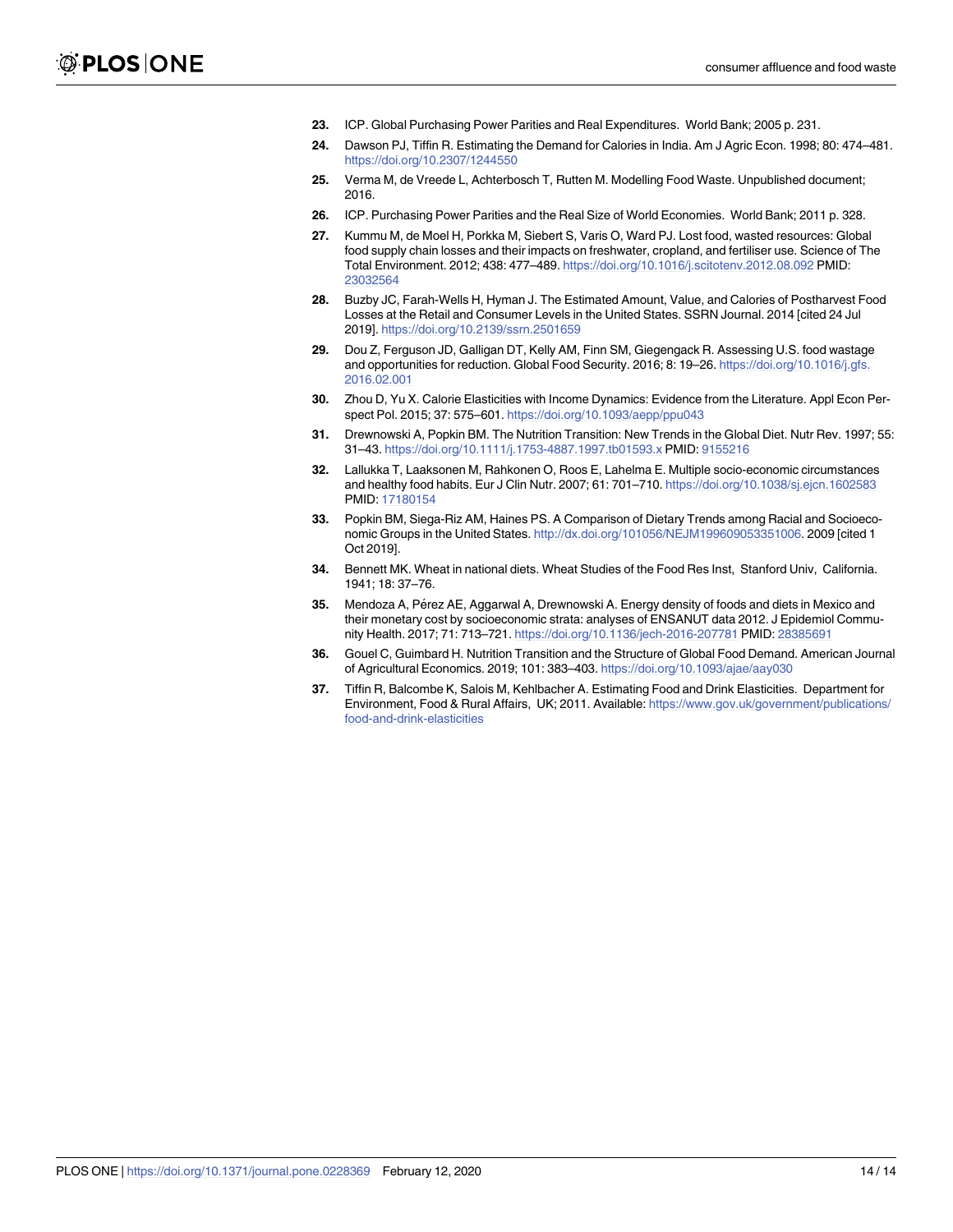23. ICP. Global Purchasing Power Parities and Real Expenditures. World Bank; 2005 p. 231.
24. Dawson PJ, Tiffin R. Estimating the Demand for Calories in India. Am J Agric Econ. 1998; 80: 474–481. https://doi.org/10.2307/1244550
25. Verma M, de Vreede L, Achterbosch T, Rutten M. Modelling Food Waste. Unpublished document; 2016.
26. ICP. Purchasing Power Parities and the Real Size of World Economies. World Bank; 2011 p. 328.
27. Kummu M, de Moel H, Porkka M, Siebert S, Varis O, Ward PJ. Lost food, wasted resources: Global food supply chain losses and their impacts on freshwater, cropland, and fertiliser use. Science of The Total Environment. 2012; 438: 477–489. https://doi.org/10.1016/j.scitotenv.2012.08.092 PMID: 23032564
28. Buzby JC, Farah-Wells H, Hyman J. The Estimated Amount, Value, and Calories of Postharvest Food Losses at the Retail and Consumer Levels in the United States. SSRN Journal. 2014 [cited 24 Jul 2019]. https://doi.org/10.2139/ssrn.2501659
29. Dou Z, Ferguson JD, Galligan DT, Kelly AM, Finn SM, Giegengack R. Assessing U.S. food wastage and opportunities for reduction. Global Food Security. 2016; 8: 19–26. https://doi.org/10.1016/j.gfs.2016.02.001
30. Zhou D, Yu X. Calorie Elasticities with Income Dynamics: Evidence from the Literature. Appl Econ Perspect Pol. 2015; 37: 575–601. https://doi.org/10.1093/aepp/ppu043
31. Drewnowski A, Popkin BM. The Nutrition Transition: New Trends in the Global Diet. Nutr Rev. 1997; 55: 31–43. https://doi.org/10.1111/j.1753-4887.1997.tb01593.x PMID: 9155216
32. Lallukka T, Laaksonen M, Rahkonen O, Roos E, Lahelma E. Multiple socio-economic circumstances and healthy food habits. Eur J Clin Nutr. 2007; 61: 701–710. https://doi.org/10.1038/sj.ejcn.1602583 PMID: 17180154
33. Popkin BM, Siega-Riz AM, Haines PS. A Comparison of Dietary Trends among Racial and Socioeconomic Groups in the United States. http://dx.doi.org/101056/NEJM199609053351006. 2009 [cited 1 Oct 2019].
34. Bennett MK. Wheat in national diets. Wheat Studies of the Food Res Inst, Stanford Univ, California. 1941; 18: 37–76.
35. Mendoza A, Pérez AE, Aggarwal A, Drewnowski A. Energy density of foods and diets in Mexico and their monetary cost by socioeconomic strata: analyses of ENSANUT data 2012. J Epidemiol Community Health. 2017; 71: 713–721. https://doi.org/10.1136/jech-2016-207781 PMID: 28385691
36. Gouel C, Guimbard H. Nutrition Transition and the Structure of Global Food Demand. American Journal of Agricultural Economics. 2019; 101: 383–403. https://doi.org/10.1093/ajae/aay030
37. Tiffin R, Balcombe K, Salois M, Kehlbacher A. Estimating Food and Drink Elasticities. Department for Environment, Food & Rural Affairs, UK; 2011. Available: https://www.gov.uk/government/publications/food-and-drink-elasticities